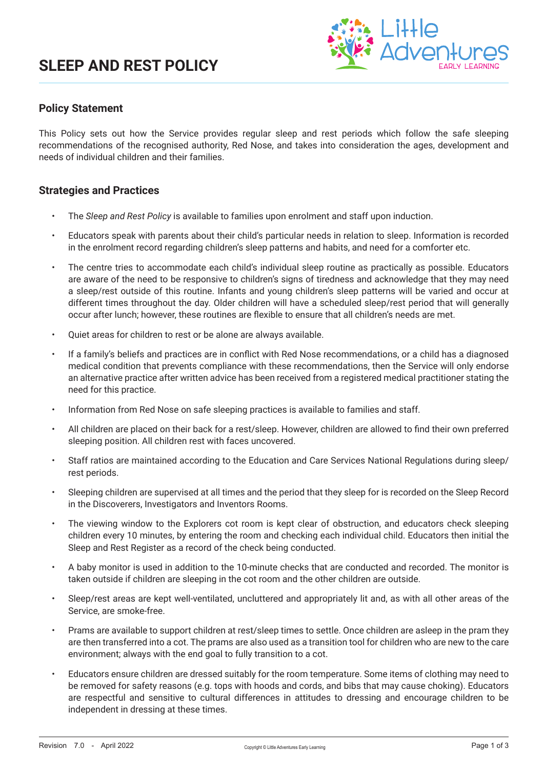# SLEEP AND REST POLICY

## Policy Statement

This Policy sets out how the Service provides regular sleep and rest periods which follow the safe sleeping recommendations of the recognised authority, Red Nose, and takes into consideration the ages, development and needs of individual children and their families.

## Strategies and Practices

- The *Sleep and Rest Policy* is available to families upon enrolment and staff upon induction.
- Educators speak with parents about their child's particular needs in relation to sleep. Information is recorded in the enrolment record regarding children's sleep patterns and habits, and need for a comforter etc.
- The centre tries to accommodate each child's individual sleep routine as practically as possible. Educators are aware of the need to be responsive to children's signs of tiredness and acknowledge that they may need a sleep/rest outside of this routine. Infants and young children's sleep patterns will be varied and occur at different times throughout the day. Older children will have a scheduled sleep/rest period that will generally occur after lunch; however, these routines are flexible to ensure that all children's needs are met.
- Quiet areas for children to rest or be alone are always available.
- If a family's beliefs and practices are in conflict with Red Nose recommendations, or a child has a diagnosed medical condition that prevents compliance with these recommendations, then the Service will only endorse an alternative practice after written advice has been received from a registered medical practitioner stating the need for this practice.
- Information from Red Nose on safe sleeping practices is available to families and staff.
- All children are placed on their back for a rest/sleep. However, children are allowed to find their own preferred sleeping position. All children rest with faces uncovered.
- Staff ratios are maintained according to the Education and Care Services National Regulations during sleep/rest periods.
- Sleeping children are supervised at all times and the period that they sleep for is recorded on the Sleep Record in the Discoverers, Investigators and Inventors Rooms.
- The viewing window to the Explorers cot room is kept clear of obstruction, and educators check sleeping children every 10 minutes, by entering the room and checking each individual child. Educators then initial the Sleep and Rest Register as a record of the check being conducted.
- A baby monitor is used in addition to the 10-minute checks that are conducted and recorded. The monitor is taken outside if children are sleeping in the cot room and the other children are outside.
- Sleep/rest areas are kept well-ventilated, uncluttered and appropriately lit and, as with all other areas of the Service, are smoke-free.
- Prams are available to support children at rest/sleep times to settle. Once children are asleep in the pram they are then transferred into a cot. The prams are also used as a transition tool for children who are new to the care environment; always with the end goal to fully transition to a cot.
- Educators ensure children are dressed suitably for the room temperature. Some items of clothing may need to be removed for safety reasons (e.g. tops with hoods and cords, and bibs that may cause choking). Educators are respectful and sensitive to cultural differences in attitudes to dressing and encourage children to be independent in dressing at these times.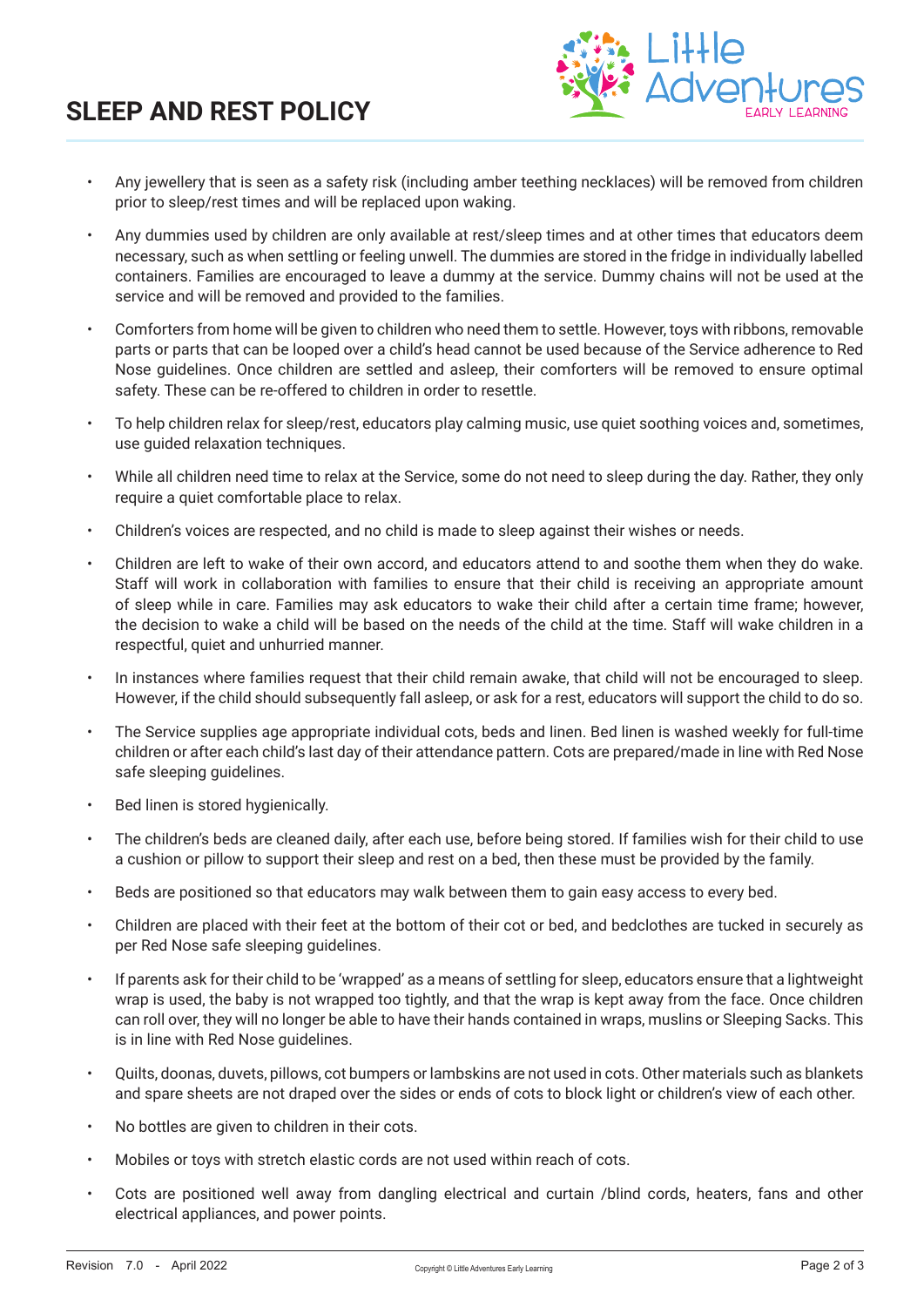# SLEEP AND REST POLICY

- Any jewellery that is seen as a safety risk (including amber teething necklaces) will be removed from children prior to sleep/rest times and will be replaced upon waking.
- Any dummies used by children are only available at rest/sleep times and at other times that educators deem necessary, such as when settling or feeling unwell. The dummies are stored in the fridge in individually labelled containers. Families are encouraged to leave a dummy at the service. Dummy chains will not be used at the service and will be removed and provided to the families.
- Comforters from home will be given to children who need them to settle. However, toys with ribbons, removable parts or parts that can be looped over a child's head cannot be used because of the Service adherence to Red Nose guidelines. Once children are settled and asleep, their comforters will be removed to ensure optimal safety. These can be re-offered to children in order to resettle.
- To help children relax for sleep/rest, educators play calming music, use quiet soothing voices and, sometimes, use guided relaxation techniques.
- While all children need time to relax at the Service, some do not need to sleep during the day. Rather, they only require a quiet comfortable place to relax.
- Children's voices are respected, and no child is made to sleep against their wishes or needs.
- Children are left to wake of their own accord, and educators attend to and soothe them when they do wake. Staff will work in collaboration with families to ensure that their child is receiving an appropriate amount of sleep while in care. Families may ask educators to wake their child after a certain time frame; however, the decision to wake a child will be based on the needs of the child at the time. Staff will wake children in a respectful, quiet and unhurried manner.
- In instances where families request that their child remain awake, that child will not be encouraged to sleep. However, if the child should subsequently fall asleep, or ask for a rest, educators will support the child to do so.
- The Service supplies age appropriate individual cots, beds and linen. Bed linen is washed weekly for full-time children or after each child's last day of their attendance pattern. Cots are prepared/made in line with Red Nose safe sleeping guidelines.
- Bed linen is stored hygienically.
- The children's beds are cleaned daily, after each use, before being stored. If families wish for their child to use a cushion or pillow to support their sleep and rest on a bed, then these must be provided by the family.
- Beds are positioned so that educators may walk between them to gain easy access to every bed.
- Children are placed with their feet at the bottom of their cot or bed, and bedclothes are tucked in securely as per Red Nose safe sleeping guidelines.
- If parents ask for their child to be 'wrapped' as a means of settling for sleep, educators ensure that a lightweight wrap is used, the baby is not wrapped too tightly, and that the wrap is kept away from the face. Once children can roll over, they will no longer be able to have their hands contained in wraps, muslins or Sleeping Sacks. This is in line with Red Nose guidelines.
- Quilts, doonas, duvets, pillows, cot bumpers or lambskins are not used in cots. Other materials such as blankets and spare sheets are not draped over the sides or ends of cots to block light or children's view of each other.
- No bottles are given to children in their cots.
- Mobiles or toys with stretch elastic cords are not used within reach of cots.
- Cots are positioned well away from dangling electrical and curtain /blind cords, heaters, fans and other electrical appliances, and power points.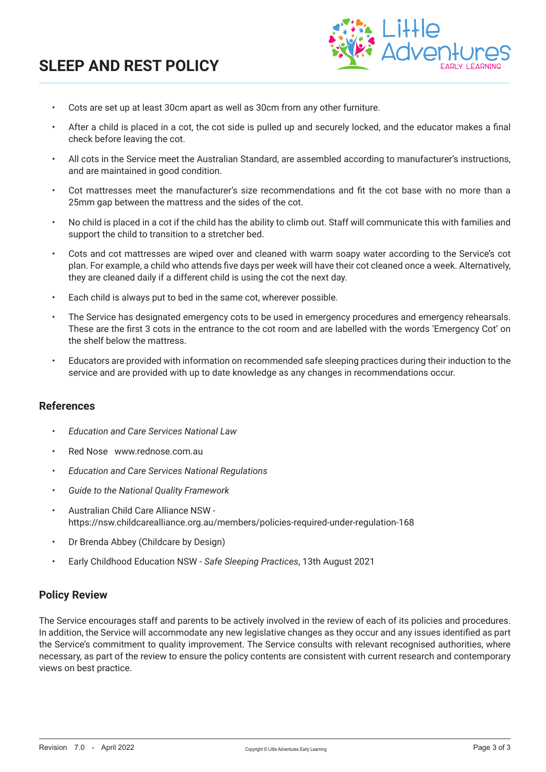- Cots are set up at least 30cm apart as well as 30cm from any other furniture.
- After a child is placed in a cot, the cot side is pulled up and securely locked, and the educator makes a final check before leaving the cot.
- All cots in the Service meet the Australian Standard, are assembled according to manufacturer's instructions, and are maintained in good condition.
- Cot mattresses meet the manufacturer's size recommendations and fit the cot base with no more than a 25mm gap between the mattress and the sides of the cot.
- No child is placed in a cot if the child has the ability to climb out. Staff will communicate this with families and support the child to transition to a stretcher bed.
- Cots and cot mattresses are wiped over and cleaned with warm soapy water according to the Service's cot plan. For example, a child who attends five days per week will have their cot cleaned once a week. Alternatively, they are cleaned daily if a different child is using the cot the next day.
- Each child is always put to bed in the same cot, wherever possible.
- The Service has designated emergency cots to be used in emergency procedures and emergency rehearsals. These are the first 3 cots in the entrance to the cot room and are labelled with the words 'Emergency Cot' on the shelf below the mattress.
- Educators are provided with information on recommended safe sleeping practices during their induction to the service and are provided with up to date knowledge as any changes in recommendations occur.

## References

- *Education and Care Services National Law*
- Red Nose www.rednose.com.au
- *Education and Care Services National Regulations*
- *Guide to the National Quality Framework*
- Australian Child Care Alliance NSW - https://nsw.childcarealliance.org.au/members/policies-required-under-regulation-168
- Dr Brenda Abbey (Childcare by Design)
- Early Childhood Education NSW - *Safe Sleeping Practices*, 13th August 2021

## Policy Review

The Service encourages staff and parents to be actively involved in the review of each of its policies and procedures. In addition, the Service will accommodate any new legislative changes as they occur and any issues identified as part the Service's commitment to quality improvement. The Service consults with relevant recognised authorities, where necessary, as part of the review to ensure the policy contents are consistent with current research and contemporary views on best practice.